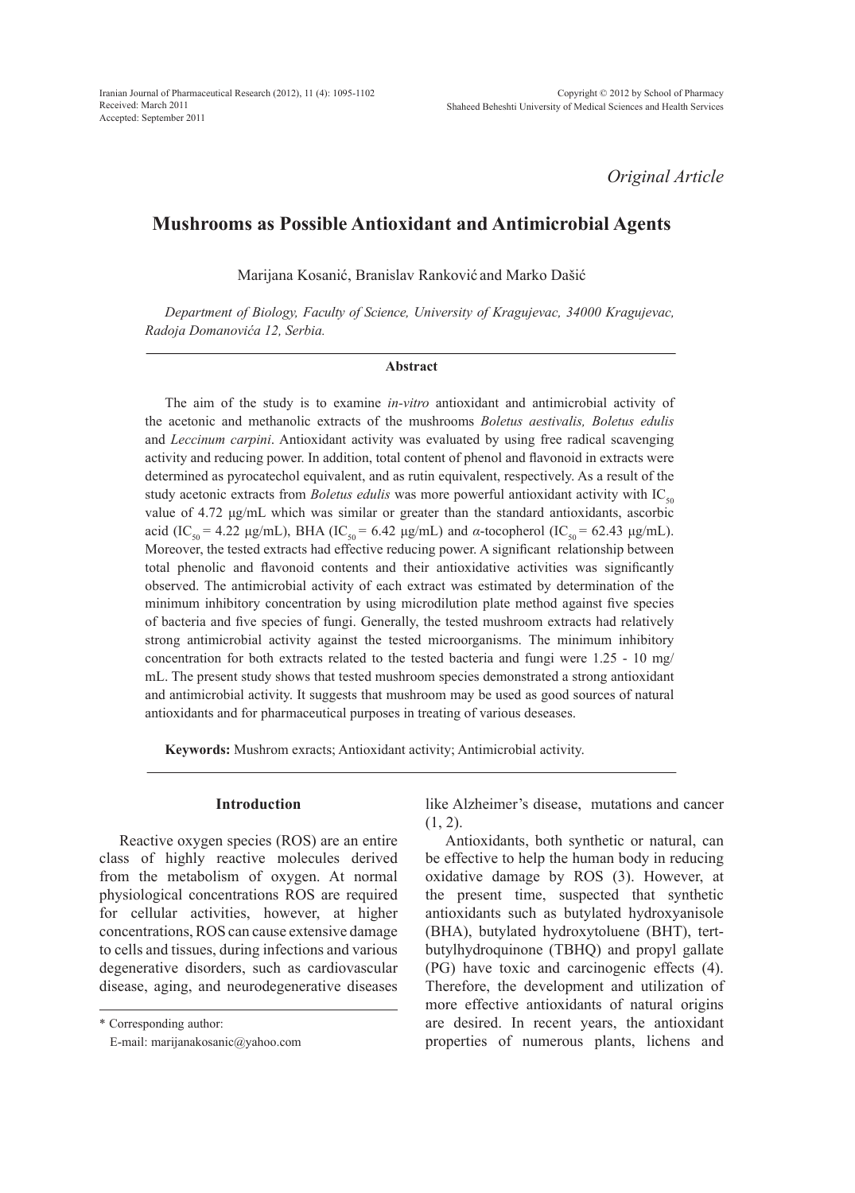*Original Article*

# Mushrooms as Possible Antioxidant and Antimicrobial Agents

Marijana Kosanić, Branislav Ranković and Marko Dašić

*Department of Biology, Faculty of Science, University of Kragujevac, 34000 Kragujevac, Radoja Domanovića 12, Serbia.*

### Abstract

The aim of the study is to examine *in-vitro* antioxidant and antimicrobial activity of the acetonic and methanolic extracts of the mushrooms *Boletus aestivalis, Boletus edulis* and *Leccinum carpini*. Antioxidant activity was evaluated by using free radical scavenging activity and reducing power. In addition, total content of phenol and flavonoid in extracts were determined as pyrocatechol equivalent, and as rutin equivalent, respectively. As a result of the study acetonic extracts from *Boletus edulis* was more powerful antioxidant activity with $IC_{50}$ value of 4.72 μg/mL which was similar or greater than the standard antioxidants, ascorbic acid ($IC_{50}$ = 4.22 μg/mL), BHA ($IC_{50}$ = 6.42 μg/mL) and *α*-tocopherol ($IC_{50}$ = 62.43 μg/mL). Moreover, the tested extracts had effective reducing power. A significant relationship between total phenolic and flavonoid contents and their antioxidative activities was significantly observed. The antimicrobial activity of each extract was estimated by determination of the minimum inhibitory concentration by using microdilution plate method against five species of bacteria and five species of fungi. Generally, the tested mushroom extracts had relatively strong antimicrobial activity against the tested microorganisms. The minimum inhibitory concentration for both extracts related to the tested bacteria and fungi were 1.25 - 10 mg/mL. The present study shows that tested mushroom species demonstrated a strong antioxidant and antimicrobial activity. It suggests that mushroom may be used as good sources of natural antioxidants and for pharmaceutical purposes in treating of various deseases.

**Keywords:** Mushrom exracts; Antioxidant activity; Antimicrobial activity.

## Introduction

Reactive oxygen species (ROS) are an entire class of highly reactive molecules derived from the metabolism of oxygen. At normal physiological concentrations ROS are required for cellular activities, however, at higher concentrations, ROS can cause extensive damage to cells and tissues, during infections and various degenerative disorders, such as cardiovascular disease, aging, and neurodegenerative diseases like Alzheimer's disease, mutations and cancer (1, 2).

Antioxidants, both synthetic or natural, can be effective to help the human body in reducing oxidative damage by ROS (3). However, at the present time, suspected that synthetic antioxidants such as butylated hydroxyanisole (BHA), butylated hydroxytoluene (BHT), tert-butylhydroquinone (TBHQ) and propyl gallate (PG) have toxic and carcinogenic effects (4). Therefore, the development and utilization of more effective antioxidants of natural origins are desired. In recent years, the antioxidant properties of numerous plants, lichens and

\* Corresponding author:
E-mail: marijanakosanic@yahoo.com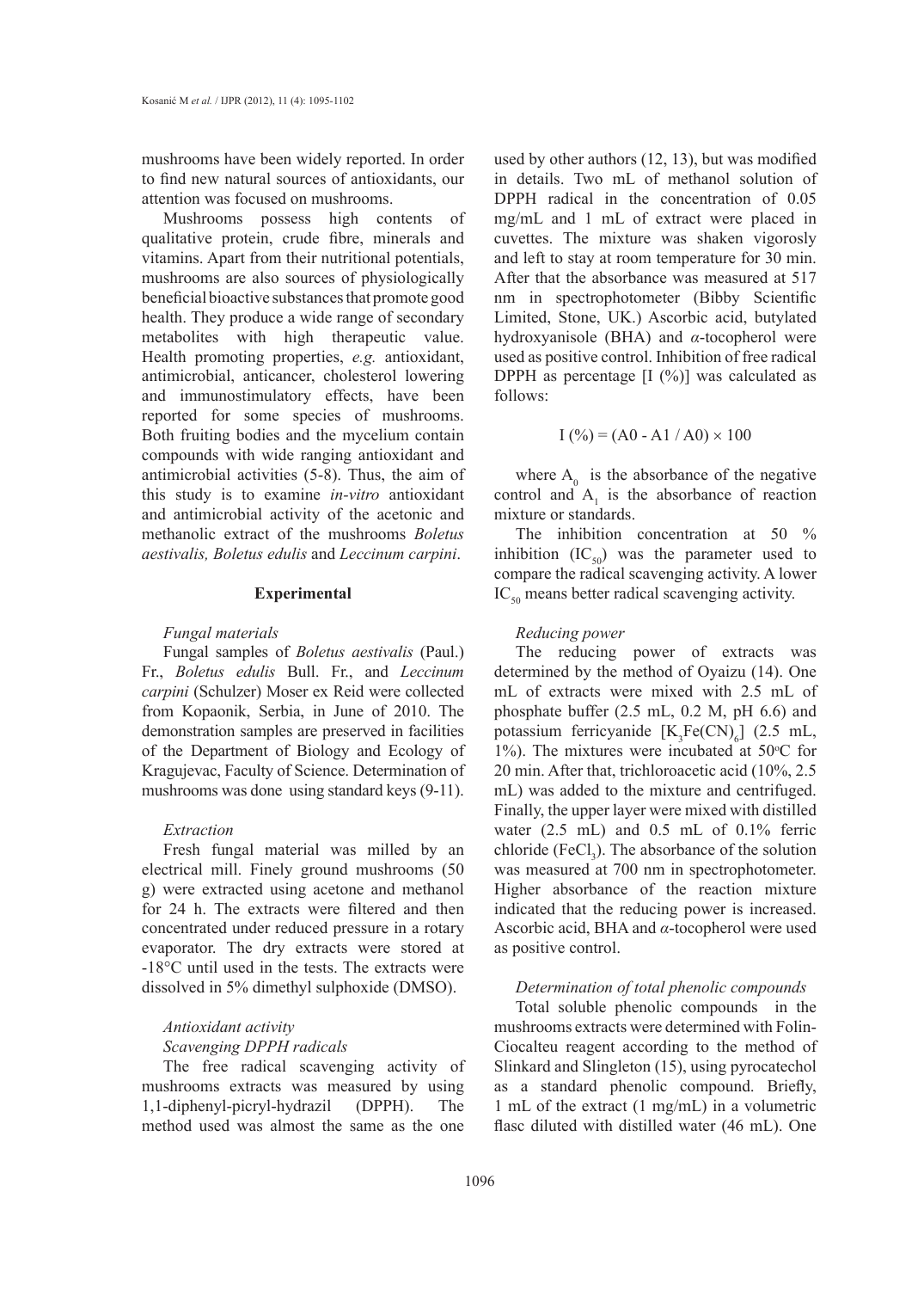mushrooms have been widely reported. In order to find new natural sources of antioxidants, our attention was focused on mushrooms.

Mushrooms possess high contents of qualitative protein, crude fibre, minerals and vitamins. Apart from their nutritional potentials, mushrooms are also sources of physiologically beneficial bioactive substances that promote good health. They produce a wide range of secondary metabolites with high therapeutic value. Health promoting properties, *e.g.* antioxidant, antimicrobial, anticancer, cholesterol lowering and immunostimulatory effects, have been reported for some species of mushrooms. Both fruiting bodies and the mycelium contain compounds with wide ranging antioxidant and antimicrobial activities (5-8). Thus, the aim of this study is to examine *in-vitro* antioxidant and antimicrobial activity of the acetonic and methanolic extract of the mushrooms *Boletus aestivalis, Boletus edulis* and *Leccinum carpini*.

## Experimental

### *Fungal materials*

Fungal samples of *Boletus aestivalis* (Paul.) Fr., *Boletus edulis* Bull. Fr., and *Leccinum carpini* (Schulzer) Moser ex Reid were collected from Kopaonik, Serbia, in June of 2010. The demonstration samples are preserved in facilities of the Department of Biology and Ecology of Kragujevac, Faculty of Science. Determination of mushrooms was done using standard keys (9-11).

### *Extraction*

Fresh fungal material was milled by an electrical mill. Finely ground mushrooms (50 g) were extracted using acetone and methanol for 24 h. The extracts were filtered and then concentrated under reduced pressure in a rotary evaporator. The dry extracts were stored at -18°C until used in the tests. The extracts were dissolved in 5% dimethyl sulphoxide (DMSO).

### *Antioxidant activity*

#### *Scavenging DPPH radicals*

The free radical scavenging activity of mushrooms extracts was measured by using 1,1-diphenyl-picryl-hydrazil (DPPH). The method used was almost the same as the one used by other authors (12, 13), but was modified in details. Two mL of methanol solution of DPPH radical in the concentration of 0.05 mg/mL and 1 mL of extract were placed in cuvettes. The mixture was shaken vigorosly and left to stay at room temperature for 30 min. After that the absorbance was measured at 517 nm in spectrophotometer (Bibby Scientific Limited, Stone, UK.) Ascorbic acid, butylated hydroxyanisole (BHA) and *α*-tocopherol were used as positive control. Inhibition of free radical DPPH as percentage [I (%)] was calculated as follows:

$$I\ (\%) = (A0 - A1 / A0) \times 100$$

where $A_0$ is the absorbance of the negative control and $A_1$ is the absorbance of reaction mixture or standards.

The inhibition concentration at 50 % inhibition ($IC_{50}$) was the parameter used to compare the radical scavenging activity. A lower $IC_{50}$ means better radical scavenging activity.

#### *Reducing power*

The reducing power of extracts was determined by the method of Oyaizu (14). One mL of extracts were mixed with 2.5 mL of phosphate buffer (2.5 mL, 0.2 M, pH 6.6) and potassium ferricyanide [$K_3Fe(CN)_6$] (2.5 mL, 1%). The mixtures were incubated at 50°C for 20 min. After that, trichloroacetic acid (10%, 2.5 mL) was added to the mixture and centrifuged. Finally, the upper layer were mixed with distilled water (2.5 mL) and 0.5 mL of 0.1% ferric chloride ($FeCl_3$). The absorbance of the solution was measured at 700 nm in spectrophotometer. Higher absorbance of the reaction mixture indicated that the reducing power is increased. Ascorbic acid, BHA and *α*-tocopherol were used as positive control.

#### *Determination of total phenolic compounds*

Total soluble phenolic compounds in the mushrooms extracts were determined with Folin-Ciocalteu reagent according to the method of Slinkard and Slingleton (15), using pyrocatechol as a standard phenolic compound. Briefly, 1 mL of the extract (1 mg/mL) in a volumetric flasc diluted with distilled water (46 mL). One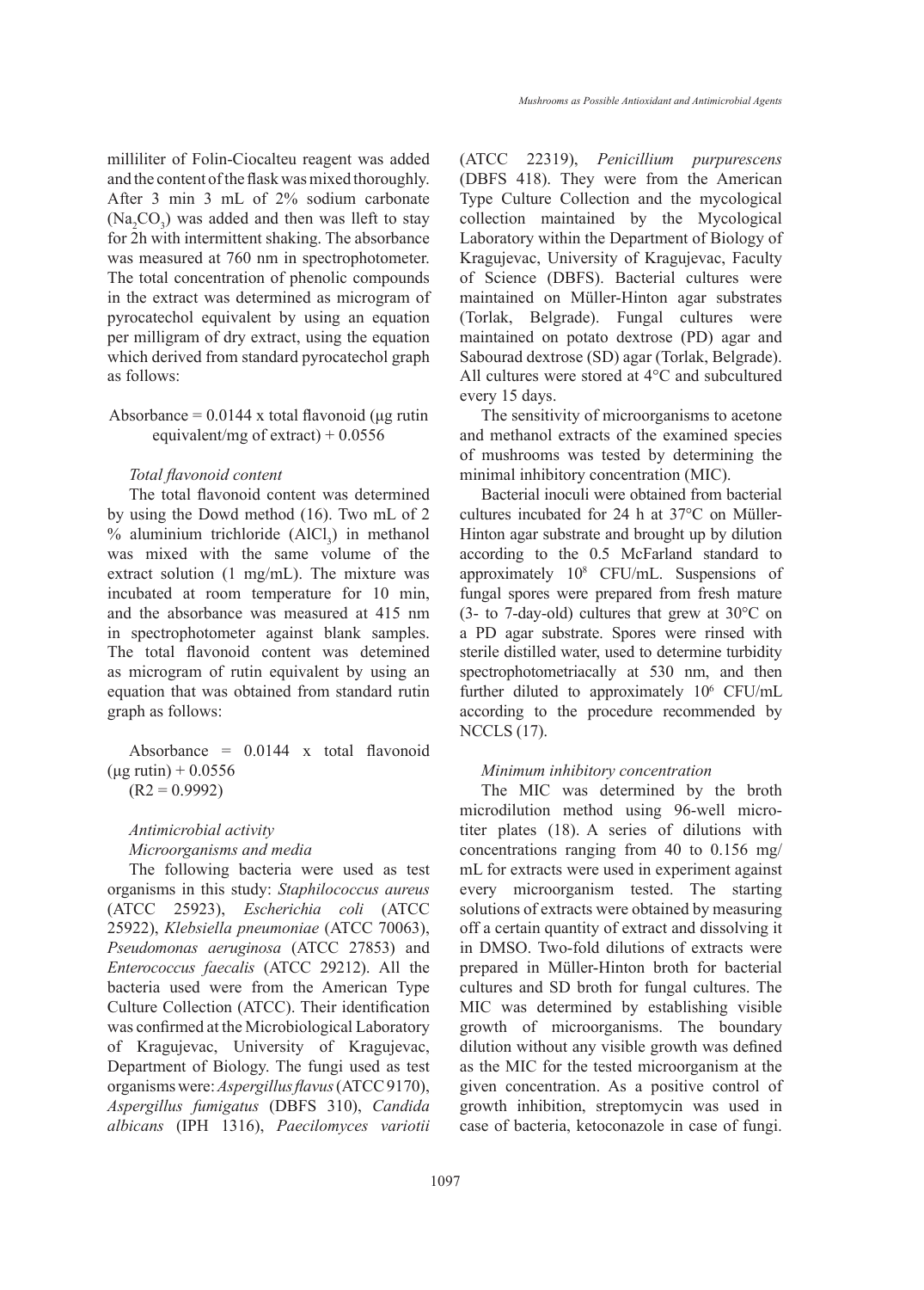milliliter of Folin-Ciocalteu reagent was added and the content of the flask was mixed thoroughly. After 3 min 3 mL of 2% sodium carbonate ($Na_2CO_3$) was added and then was lleft to stay for 2h with intermittent shaking. The absorbance was measured at 760 nm in spectrophotometer. The total concentration of phenolic compounds in the extract was determined as microgram of pyrocatechol equivalent by using an equation per milligram of dry extract, using the equation which derived from standard pyrocatechol graph as follows:

Absorbance = 0.0144 x total flavonoid (μg rutin equivalent/mg of extract) + 0.0556

*Total flavonoid content*

The total flavonoid content was determined by using the Dowd method (16). Two mL of 2 % aluminium trichloride ($AlCl_3$) in methanol was mixed with the same volume of the extract solution (1 mg/mL). The mixture was incubated at room temperature for 10 min, and the absorbance was measured at 415 nm in spectrophotometer against blank samples. The total flavonoid content was detemined as microgram of rutin equivalent by using an equation that was obtained from standard rutin graph as follows:

Absorbance = 0.0144 x total flavonoid (μg rutin) + 0.0556
($R2 = 0.9992$)

*Antimicrobial activity*

*Microorganisms and media*

The following bacteria were used as test organisms in this study: *Staphilococcus aureus* (ATCC 25923), *Escherichia coli* (ATCC 25922), *Klebsiella pneumoniae* (ATCC 70063), *Pseudomonas aeruginosa* (ATCC 27853) and *Enterococcus faecalis* (ATCC 29212). All the bacteria used were from the American Type Culture Collection (ATCC). Their identification was confirmed at the Microbiological Laboratory of Kragujevac, University of Kragujevac, Department of Biology. The fungi used as test organisms were: *Aspergillus flavus* (ATCC 9170), *Aspergillus fumigatus* (DBFS 310), *Candida albicans* (IPH 1316), *Paecilomyces variotii* (ATCC 22319), *Penicillium purpurescens* (DBFS 418). They were from the American Type Culture Collection and the mycological collection maintained by the Mycological Laboratory within the Department of Biology of Kragujevac, University of Kragujevac, Faculty of Science (DBFS). Bacterial cultures were maintained on Müller-Hinton agar substrates (Torlak, Belgrade). Fungal cultures were maintained on potato dextrose (PD) agar and Sabourad dextrose (SD) agar (Torlak, Belgrade). All cultures were stored at 4°C and subcultured every 15 days.

The sensitivity of microorganisms to acetone and methanol extracts of the examined species of mushrooms was tested by determining the minimal inhibitory concentration (MIC).

Bacterial inoculi were obtained from bacterial cultures incubated for 24 h at 37°C on Müller-Hinton agar substrate and brought up by dilution according to the 0.5 McFarland standard to approximately $10^8$ CFU/mL. Suspensions of fungal spores were prepared from fresh mature (3- to 7-day-old) cultures that grew at 30°C on a PD agar substrate. Spores were rinsed with sterile distilled water, used to determine turbidity spectrophotometriacally at 530 nm, and then further diluted to approximately $10^6$ CFU/mL according to the procedure recommended by NCCLS (17).

*Minimum inhibitory concentration*

The MIC was determined by the broth microdilution method using 96-well micro-titer plates (18). A series of dilutions with concentrations ranging from 40 to 0.156 mg/mL for extracts were used in experiment against every microorganism tested. The starting solutions of extracts were obtained by measuring off a certain quantity of extract and dissolving it in DMSO. Two-fold dilutions of extracts were prepared in Müller-Hinton broth for bacterial cultures and SD broth for fungal cultures. The MIC was determined by establishing visible growth of microorganisms. The boundary dilution without any visible growth was defined as the MIC for the tested microorganism at the given concentration. As a positive control of growth inhibition, streptomycin was used in case of bacteria, ketoconazole in case of fungi.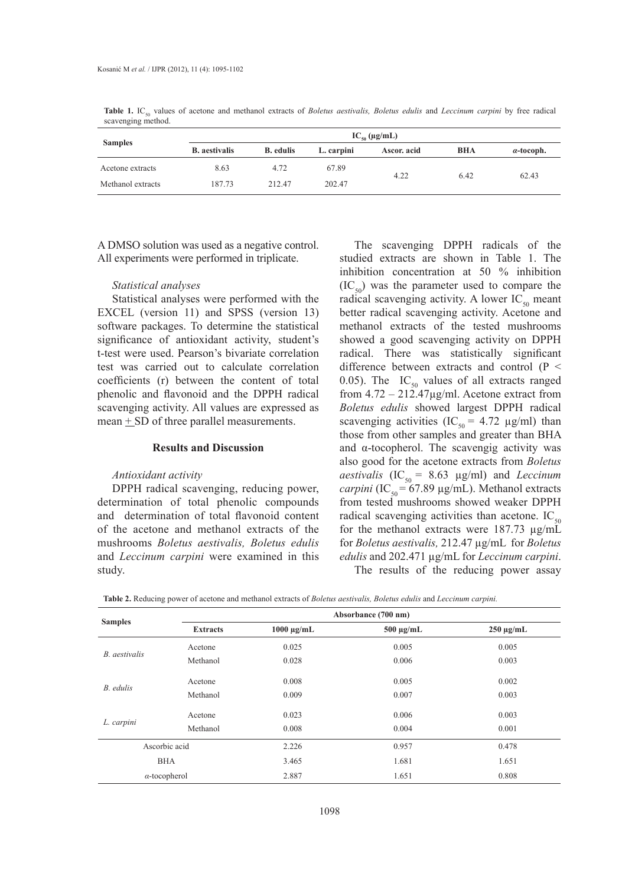**Table 1.** $IC_{50}$ values of acetone and methanol extracts of *Boletus aestivalis, Boletus edulis* and *Leccinum carpini* by free radical scavenging method.

| Samples | $IC_{50}$ (µg/mL) | | | | | |
|---|---|---|---|---|---|---|
| | B. aestivalis | B. edulis | L. carpini | Ascor. acid | BHA | α-tocoph. |
| Acetone extracts | 8.63 | 4.72 | 67.89 | 4.22 | 6.42 | 62.43 |
| Methanol extracts | 187.73 | 212.47 | 202.47 | | | |

A DMSO solution was used as a negative control. All experiments were performed in triplicate.

### *Statistical analyses*

Statistical analyses were performed with the EXCEL (version 11) and SPSS (version 13) software packages. To determine the statistical significance of antioxidant activity, student's t-test were used. Pearson's bivariate correlation test was carried out to calculate correlation coefficients (r) between the content of total phenolic and flavonoid and the DPPH radical scavenging activity. All values are expressed as mean + SD of three parallel measurements.

## Results and Discussion

### *Antioxidant activity*

DPPH radical scavenging, reducing power, determination of total phenolic compounds and determination of total flavonoid content of the acetone and methanol extracts of the mushrooms *Boletus aestivalis, Boletus edulis* and *Leccinum carpini* were examined in this study.

The scavenging DPPH radicals of the studied extracts are shown in Table 1. The inhibition concentration at 50 % inhibition ($IC_{50}$) was the parameter used to compare the radical scavenging activity. A lower $IC_{50}$ meant better radical scavenging activity. Acetone and methanol extracts of the tested mushrooms showed a good scavenging activity on DPPH radical. There was statistically significant difference between extracts and control ($P < 0.05$). The $IC_{50}$ values of all extracts ranged from 4.72 – 212.47µg/ml. Acetone extract from *Boletus edulis* showed largest DPPH radical scavenging activities ($IC_{50}$ = 4.72 µg/ml) than those from other samples and greater than BHA and α-tocopherol. The scavengig activity was also good for the acetone extracts from *Boletus aestivalis* ($IC_{50}$ = 8.63 µg/ml) and *Leccinum carpini* ($IC_{50}$ = 67.89 µg/mL). Methanol extracts from tested mushrooms showed weaker DPPH radical scavenging activities than acetone. $IC_{50}$ for the methanol extracts were 187.73 µg/mL for *Boletus aestivalis,* 212.47 µg/mL for *Boletus edulis* and 202.471 µg/mL for *Leccinum carpini*.

The results of the reducing power assay

**Table 2.** Reducing power of acetone and methanol extracts of *Boletus aestivalis, Boletus edulis* and *Leccinum carpini.*

| Samples | Absorbance (700 nm) | | | |
|---|---|---|---|---|
| | Extracts | 1000 µg/mL | 500 µg/mL | 250 µg/mL |
| *B. aestivalis* | Acetone | 0.025 | 0.005 | 0.005 |
| | Methanol | 0.028 | 0.006 | 0.003 |
| *B. edulis* | Acetone | 0.008 | 0.005 | 0.002 |
| | Methanol | 0.009 | 0.007 | 0.003 |
| *L. carpini* | Acetone | 0.023 | 0.006 | 0.003 |
| | Methanol | 0.008 | 0.004 | 0.001 |
| Ascorbic acid | | 2.226 | 0.957 | 0.478 |
| BHA | | 3.465 | 1.681 | 1.651 |
| α-tocopherol | | 2.887 | 1.651 | 0.808 |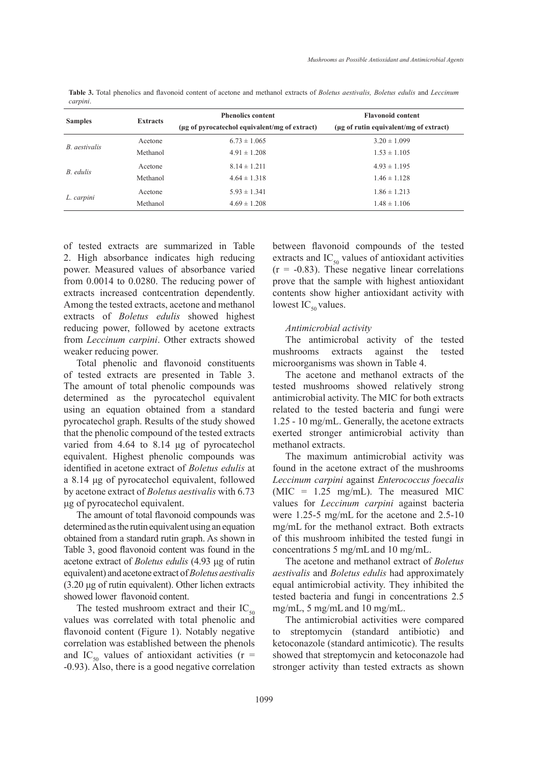**Table 3.** Total phenolics and flavonoid content of acetone and methanol extracts of *Boletus aestivalis, Boletus edulis* and *Leccinum carpini*.

| Samples | Extracts | Phenolics content (µg of pyrocatechol equivalent/mg of extract) | Flavonoid content (µg of rutin equivalent/mg of extract) |
|---|---|---|---|
| *B. aestivalis* | Acetone | 6.73 ± 1.065 | 3.20 ± 1.099 |
| | Methanol | 4.91 ± 1.208 | 1.53 ± 1.105 |
| *B. edulis* | Acetone | 8.14 ± 1.211 | 4.93 ± 1.195 |
| | Methanol | 4.64 ± 1.318 | 1.46 ± 1.128 |
| *L. carpini* | Acetone | 5.93 ± 1.341 | 1.86 ± 1.213 |
| | Methanol | 4.69 ± 1.208 | 1.48 ± 1.106 |

of tested extracts are summarized in Table 2. High absorbance indicates high reducing power. Measured values of absorbance varied from 0.0014 to 0.0280. The reducing power of extracts increased contcentration dependently. Among the tested extracts, acetone and methanol extracts of *Boletus edulis* showed highest reducing power, followed by acetone extracts from *Leccinum carpini*. Other extracts showed weaker reducing power.

Total phenolic and flavonoid constituents of tested extracts are presented in Table 3. The amount of total phenolic compounds was determined as the pyrocatechol equivalent using an equation obtained from a standard pyrocatechol graph. Results of the study showed that the phenolic compound of the tested extracts varied from 4.64 to 8.14 µg of pyrocatechol equivalent. Highest phenolic compounds was identified in acetone extract of *Boletus edulis* at a 8.14 µg of pyrocatechol equivalent, followed by acetone extract of *Boletus aestivalis* with 6.73 µg of pyrocatechol equivalent.

The amount of total flavonoid compounds was determined as the rutin equivalent using an equation obtained from a standard rutin graph. As shown in Table 3, good flavonoid content was found in the acetone extract of *Boletus edulis* (4.93 µg of rutin equivalent) and acetone extract of *Boletus aestivalis* (3.20 µg of rutin equivalent). Other lichen extracts showed lower flavonoid content.

The tested mushroom extract and their $IC_{50}$ values was correlated with total phenolic and flavonoid content (Figure 1). Notably negative correlation was established between the phenols and $IC_{50}$ values of antioxidant activities ($r = -0.93$). Also, there is a good negative correlation between flavonoid compounds of the tested extracts and $IC_{50}$ values of antioxidant activities ($r = -0.83$). These negative linear correlations prove that the sample with highest antioxidant contents show higher antioxidant activity with lowest $IC_{50}$ values.

### *Antimicrobial activity*

The antimicrobal activity of the tested mushrooms extracts against the tested microorganisms was shown in Table 4.

The acetone and methanol extracts of the tested mushrooms showed relatively strong antimicrobial activity. The MIC for both extracts related to the tested bacteria and fungi were 1.25 - 10 mg/mL. Generally, the acetone extracts exerted stronger antimicrobial activity than methanol extracts.

The maximum antimicrobial activity was found in the acetone extract of the mushrooms *Leccinum carpini* against *Enterococcus foecalis* (MIC = 1.25 mg/mL). The measured MIC values for *Leccinum carpini* against bacteria were 1.25-5 mg/mL for the acetone and 2.5-10 mg/mL for the methanol extract. Both extracts of this mushroom inhibited the tested fungi in concentrations 5 mg/mL and 10 mg/mL.

The acetone and methanol extract of *Boletus aestivalis* and *Boletus edulis* had approximately equal antimicrobial activity. They inhibited the tested bacteria and fungi in concentrations 2.5 mg/mL, 5 mg/mL and 10 mg/mL.

The antimicrobial activities were compared to streptomycin (standard antibiotic) and ketoconazole (standard antimicotic). The results showed that streptomycin and ketoconazole had stronger activity than tested extracts as shown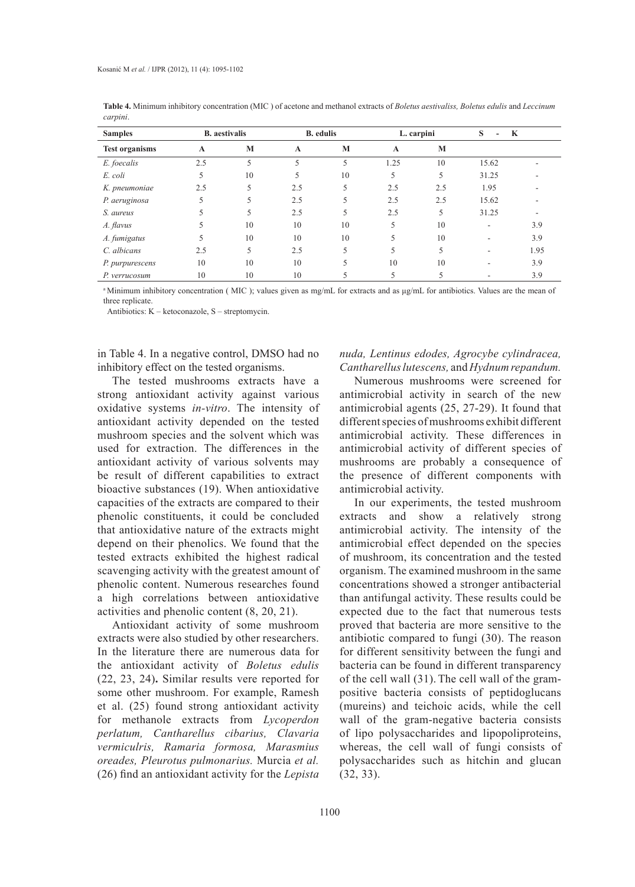**Table 4.** Minimum inhibitory concentration (MIC ) of acetone and methanol extracts of *Boletus aestivaliss, Boletus edulis* and *Leccinum carpini*.

| Samples | B. aestivalis | | B. edulis | | L. carpini | | S - K | |
|---|---|---|---|---|---|---|---|---|
| **Test organisms** | **A** | **M** | **A** | **M** | **A** | **M** | | |
| *E. foecalis* | 2.5 | 5 | 5 | 5 | 1.25 | 10 | 15.62 | - |
| *E. coli* | 5 | 10 | 5 | 10 | 5 | 5 | 31.25 | - |
| *K. pneumoniae* | 2.5 | 5 | 2.5 | 5 | 2.5 | 2.5 | 1.95 | - |
| *P. aeruginosa* | 5 | 5 | 2.5 | 5 | 2.5 | 2.5 | 15.62 | - |
| *S. aureus* | 5 | 5 | 2.5 | 5 | 2.5 | 5 | 31.25 | - |
| *A. flavus* | 5 | 10 | 10 | 10 | 5 | 10 | - | 3.9 |
| *A. fumigatus* | 5 | 10 | 10 | 10 | 5 | 10 | - | 3.9 |
| *C. albicans* | 2.5 | 5 | 2.5 | 5 | 5 | 5 | - | 1.95 |
| *P. purpurescens* | 10 | 10 | 10 | 5 | 10 | 10 | - | 3.9 |
| *P. verrucosum* | 10 | 10 | 10 | 5 | 5 | 5 | - | 3.9 |

[a] Minimum inhibitory concentration ( MIC ); values given as mg/mL for extracts and as µg/mL for antibiotics. Values are the mean of three replicate.

Antibiotics: K – ketoconazole, S – streptomycin.

in Table 4. In a negative control, DMSO had no inhibitory effect on the tested organisms.

The tested mushrooms extracts have a strong antioxidant activity against various oxidative systems *in-vitro*. The intensity of antioxidant activity depended on the tested mushroom species and the solvent which was used for extraction. The differences in the antioxidant activity of various solvents may be result of different capabilities to extract bioactive substances (19). When antioxidative capacities of the extracts are compared to their phenolic constituents, it could be concluded that antioxidative nature of the extracts might depend on their phenolics. We found that the tested extracts exhibited the highest radical scavenging activity with the greatest amount of phenolic content. Numerous researches found a high correlations between antioxidative activities and phenolic content (8, 20, 21).

Antioxidant activity of some mushroom extracts were also studied by other researchers. In the literature there are numerous data for the antioxidant activity of *Boletus edulis* (22, 23, 24)**.** Similar results vere reported for some other mushroom. For example, Ramesh et al. (25) found strong antioxidant activity for methanole extracts from *Lycoperdon perlatum, Cantharellus cibarius, Clavaria vermiculris, Ramaria formosa, Marasmius oreades, Pleurotus pulmonarius.* Murcia *et al.* (26) find an antioxidant activity for the *Lepista nuda, Lentinus edodes, Agrocybe cylindracea, Cantharellus lutescens,* and *Hydnum repandum.*

Numerous mushrooms were screened for antimicrobial activity in search of the new antimicrobial agents (25, 27-29). It found that different species of mushrooms exhibit different antimicrobial activity. These differences in antimicrobial activity of different species of mushrooms are probably a consequence of the presence of different components with antimicrobial activity.

In our experiments, the tested mushroom extracts and show a relatively strong antimicrobial activity. The intensity of the antimicrobial effect depended on the species of mushroom, its concentration and the tested organism. The examined mushroom in the same concentrations showed a stronger antibacterial than antifungal activity. These results could be expected due to the fact that numerous tests proved that bacteria are more sensitive to the antibiotic compared to fungi (30). The reason for different sensitivity between the fungi and bacteria can be found in different transparency of the cell wall (31). The cell wall of the gram-positive bacteria consists of peptidoglucans (mureins) and teichoic acids, while the cell wall of the gram-negative bacteria consists of lipo polysaccharides and lipopoliproteins, whereas, the cell wall of fungi consists of polysaccharides such as hitchin and glucan (32, 33).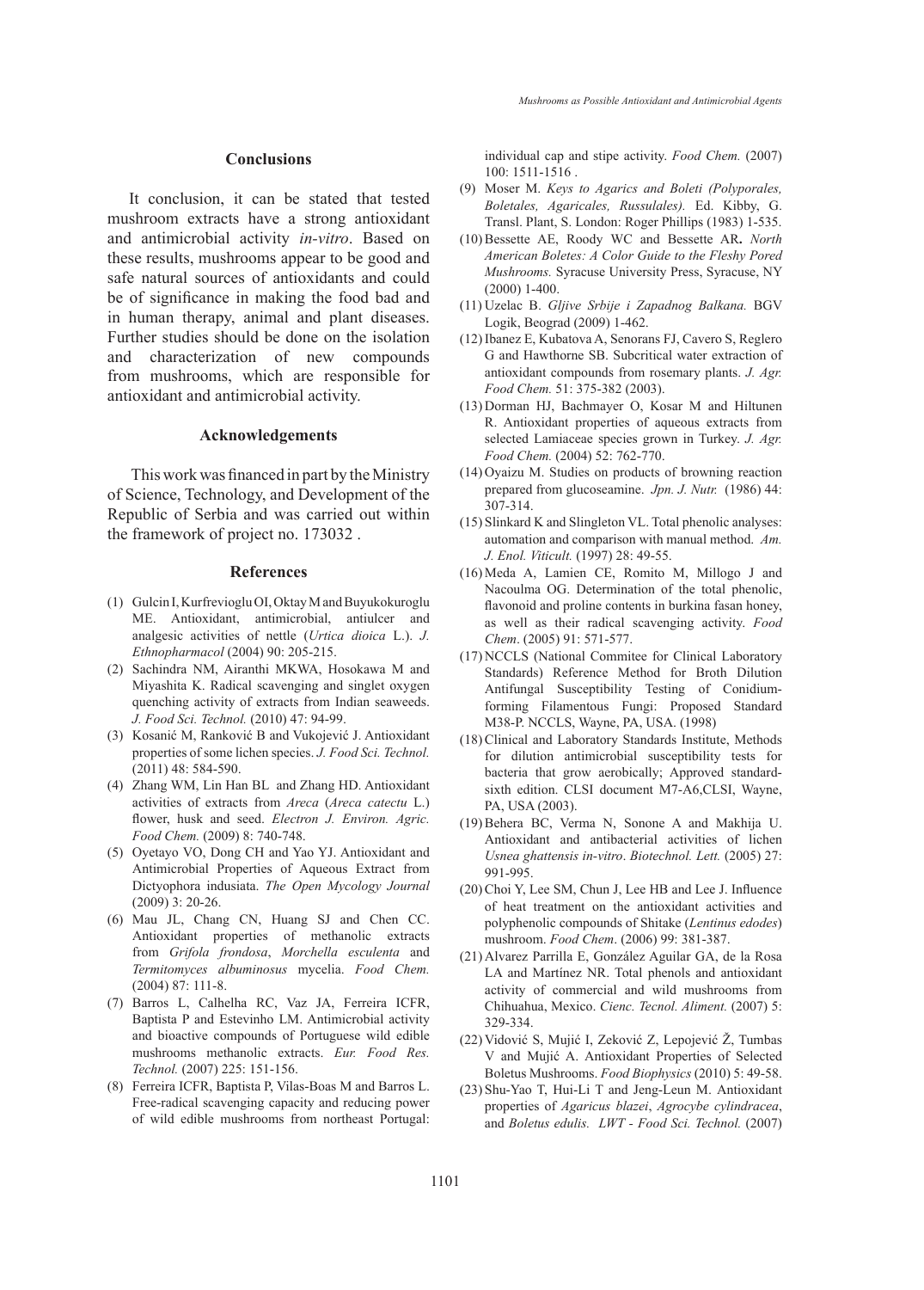## Conclusions

It conclusion, it can be stated that tested mushroom extracts have a strong antioxidant and antimicrobial activity *in-vitro*. Based on these results, mushrooms appear to be good and safe natural sources of antioxidants and could be of significance in making the food bad and in human therapy, animal and plant diseases. Further studies should be done on the isolation and characterization of new compounds from mushrooms, which are responsible for antioxidant and antimicrobial activity.

## Acknowledgements

This work was financed in part by the Ministry of Science, Technology, and Development of the Republic of Serbia and was carried out within the framework of project no. 173032 .

## References

(1) Gulcin I, Kurfreviogluu OI, Oktay M and Buyukokuroglu ME. Antioxidant, antimicrobial, antiulcer and analgesic activities of nettle (*Urtica dioica* L.). *J. Ethnopharmacol* (2004) 90: 205-215.

(2) Sachindra NM, Airanthi MKWA, Hosokawa M and Miyashita K. Radical scavenging and singlet oxygen quenching activity of extracts from Indian seaweeds. *J. Food Sci. Technol.* (2010) 47: 94-99.

(3) Kosanić M, Ranković B and Vukojević J. Antioxidant properties of some lichen species. *J. Food Sci. Technol.* (2011) 48: 584-590.

(4) Zhang WM, Lin Han BL and Zhang HD. Antioxidant activities of extracts from *Areca* (*Areca catectu* L.) flower, husk and seed. *Electron J. Environ. Agric. Food Chem.* (2009) 8: 740-748.

(5) Oyetayo VO, Dong CH and Yao YJ. Antioxidant and Antimicrobial Properties of Aqueous Extract from Dictyophora indusiata. *The Open Mycology Journal* (2009) 3: 20-26.

(6) Mau JL, Chang CN, Huang SJ and Chen CC. Antioxidant properties of methanolic extracts from *Grifola frondosa*, *Morchella esculenta* and *Termitomyces albuminosus* mycelia. *Food Chem.* (2004) 87: 111-8.

(7) Barros L, Calhelha RC, Vaz JA, Ferreira ICFR, Baptista P and Estevinho LM. Antimicrobial activity and bioactive compounds of Portuguese wild edible mushrooms methanolic extracts. *Eur. Food Res. Technol.* (2007) 225: 151-156.

(8) Ferreira ICFR, Baptista P, Vilas-Boas M and Barros L. Free-radical scavenging capacity and reducing power of wild edible mushrooms from northeast Portugal: individual cap and stipe activity. *Food Chem.* (2007) 100: 1511-1516 .

(9) Moser M. *Keys to Agarics and Boleti (Polyporales, Boletales, Agaricales, Russulales).* Ed. Kibby, G. Transl. Plant, S. London: Roger Phillips (1983) 1-535.

(10) Bessette AE, Roody WC and Bessette AR**.** *North American Boletes: A Color Guide to the Fleshy Pored Mushrooms.* Syracuse University Press, Syracuse, NY (2000) 1-400.

(11) Uzelac B. *Gljive Srbije i Zapadnog Balkana.* BGV Logik, Beograd (2009) 1-462.

(12) Ibanez E, Kubatova A, Senorans FJ, Cavero S, Reglero G and Hawthorne SB. Subcritical water extraction of antioxidant compounds from rosemary plants. *J. Agr. Food Chem.* 51: 375-382 (2003).

(13) Dorman HJ, Bachmayer O, Kosar M and Hiltunen R. Antioxidant properties of aqueous extracts from selected Lamiaceae species grown in Turkey. *J. Agr. Food Chem.* (2004) 52: 762-770.

(14) Oyaizu M. Studies on products of browning reaction prepared from glucoseamine. *Jpn. J. Nutr.* (1986) 44: 307-314.

(15) Slinkard K and Slingleton VL. Total phenolic analyses: automation and comparison with manual method. *Am. J. Enol. Viticult.* (1997) 28: 49-55.

(16) Meda A, Lamien CE, Romito M, Millogo J and Nacoulma OG. Determination of the total phenolic, flavonoid and proline contents in burkina fasan honey, as well as their radical scavenging activity. *Food Chem*. (2005) 91: 571-577.

(17) NCCLS (National Commitee for Clinical Laboratory Standards) Reference Method for Broth Dilution Antifungal Susceptibility Testing of Conidium-forming Filamentous Fungi: Proposed Standard M38-P. NCCLS, Wayne, PA, USA. (1998)

(18) Clinical and Laboratory Standards Institute, Methods for dilution antimicrobial susceptibility tests for bacteria that grow aerobically; Approved standard-sixth edition. CLSI document M7-A6,CLSI, Wayne, PA, USA (2003).

(19) Behera BC, Verma N, Sonone A and Makhija U. Antioxidant and antibacterial activities of lichen *Usnea ghattensis in-vitro*. *Biotechnol. Lett.* (2005) 27: 991-995.

(20) Choi Y, Lee SM, Chun J, Lee HB and Lee J. Influence of heat treatment on the antioxidant activities and polyphenolic compounds of Shitake (*Lentinus edodes*) mushroom. *Food Chem*. (2006) 99: 381-387.

(21) Alvarez Parrilla E, González Aguilar GA, de la Rosa LA and Martínez NR. Total phenols and antioxidant activity of commercial and wild mushrooms from Chihuahua, Mexico. *Cienc. Tecnol. Aliment.* (2007) 5: 329-334.

(22) Vidović S, Mujić I, Zeković Z, Lepojević Ž, Tumbas V and Mujić A. Antioxidant Properties of Selected Boletus Mushrooms. *Food Biophysics* (2010) 5: 49-58.

(23) Shu-Yao T, Hui-Li T and Jeng-Leun M. Antioxidant properties of *Agaricus blazei*, *Agrocybe cylindracea*, and *Boletus edulis. LWT - Food Sci. Technol.* (2007)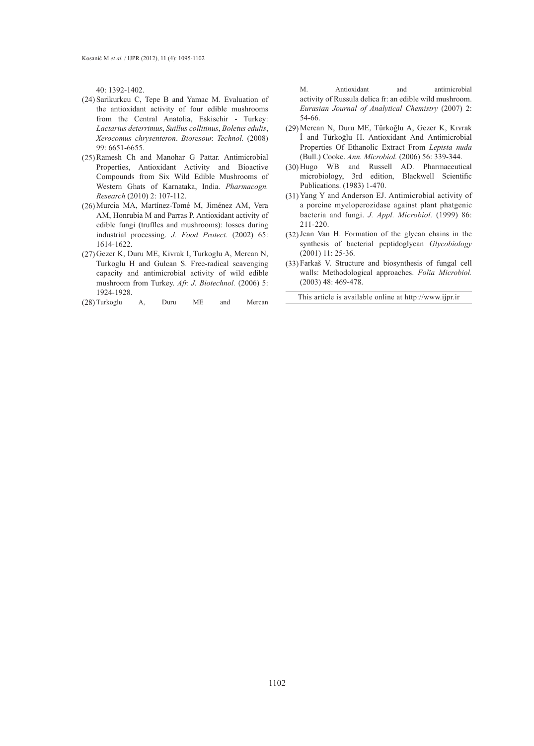40: 1392-1402.

(24) Sarikurkcu C, Tepe B and Yamac M. Evaluation of the antioxidant activity of four edible mushrooms from the Central Anatolia, Eskisehir - Turkey: *Lactarius deterrimus*, *Suillus collitinus*, *Boletus edulis*, *Xerocomus chrysenteron*. *Bioresour. Technol.* (2008) 99: 6651-6655.

(25) Ramesh Ch and Manohar G Pattar. Antimicrobial Properties, Antioxidant Activity and Bioactive Compounds from Six Wild Edible Mushrooms of Western Ghats of Karnataka, India. *Pharmacogn. Research* (2010) 2: 107-112.

(26) Murcia MA, Martínez-Tomé M, Jiménez AM, Vera AM, Honrubia M and Parras P. Antioxidant activity of edible fungi (truffles and mushrooms): losses during industrial processing. *J. Food Protect.* (2002) 65: 1614-1622.

(27) Gezer K, Duru ME, Kivrak I, Turkoglu A, Mercan N, Turkoglu H and Gulcan S. Free-radical scavenging capacity and antimicrobial activity of wild edible mushroom from Turkey. *Afr. J. Biotechnol.* (2006) 5: 1924-1928.

(28) Turkoglu A, Duru ME and Mercan M. Antioxidant and antimicrobial activity of Russula delica fr: an edible wild mushroom. *Eurasian Journal of Analytical Chemistry* (2007) 2: 54-66.

(29) Mercan N, Duru ME, Türkoğlu A, Gezer K, Kıvrak İ and Türkoğlu H. Antioxidant And Antimicrobial Properties Of Ethanolic Extract From *Lepista nuda* (Bull.) Cooke. *Ann. Microbiol.* (2006) 56: 339-344.

(30) Hugo WB and Russell AD. Pharmaceutical microbiology, 3rd edition, Blackwell Scientific Publications. (1983) 1-470.

(31) Yang Y and Anderson EJ. Antimicrobial activity of a porcine myeloperozidase against plant phatgenic bacteria and fungi. *J. Appl. Microbiol.* (1999) 86: 211-220.

(32) Jean Van H. Formation of the glycan chains in the synthesis of bacterial peptidoglycan *Glycobiology* (2001) 11: 25-36.

(33) Farkaš V. Structure and biosynthesis of fungal cell walls: Methodological approaches. *Folia Microbiol.* (2003) 48: 469-478.

This article is available online at http://www.ijpr.ir